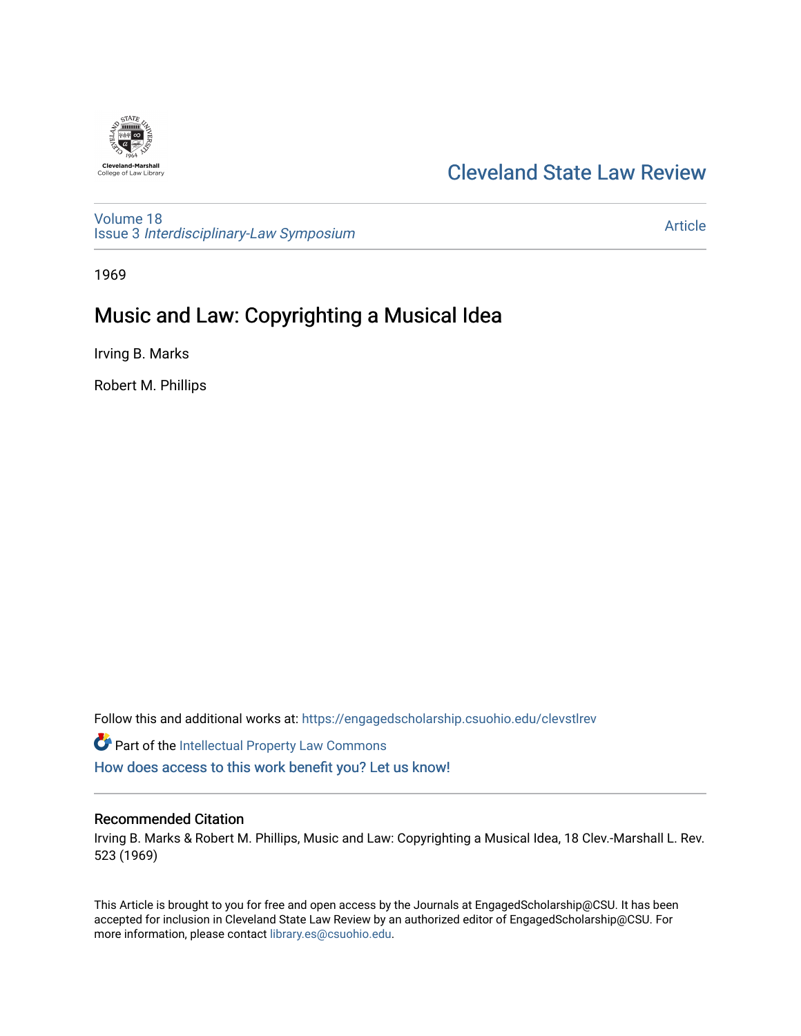Cleveland State Law Review

Volume 18
Issue 3 *Interdisciplinary-Law Symposium*

Article

1969

# Music and Law: Copyrighting a Musical Idea

Irving B. Marks

Robert M. Phillips

Follow this and additional works at: https://engagedscholarship.csuohio.edu/clevstlrev

Part of the Intellectual Property Law Commons

How does access to this work benefit you? Let us know!

## Recommended Citation

Irving B. Marks & Robert M. Phillips, Music and Law: Copyrighting a Musical Idea, 18 Clev.-Marshall L. Rev. 523 (1969)

This Article is brought to you for free and open access by the Journals at EngagedScholarship@CSU. It has been accepted for inclusion in Cleveland State Law Review by an authorized editor of EngagedScholarship@CSU. For more information, please contact library.es@csuohio.edu.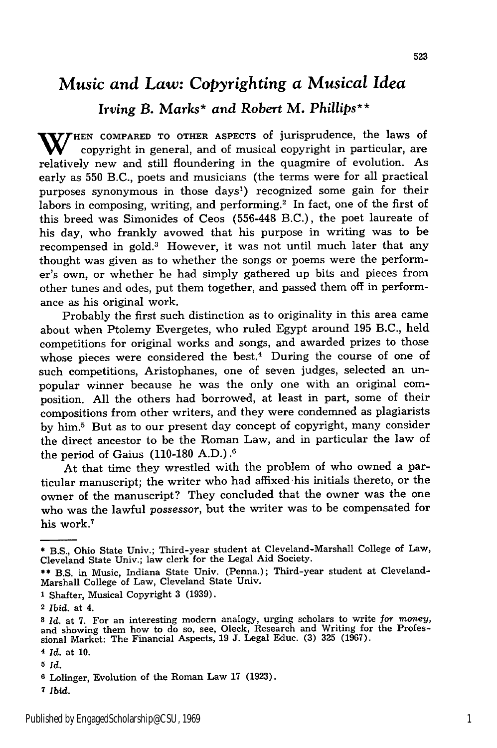# *Music and Law: Copyrighting a Musical Idea*

*Irving B. Marks\* and Robert M. Phillips\*\**

When compared to other aspects of jurisprudence, the laws of copyright in general, and of musical copyright in particular, are relatively new and still floundering in the quagmire of evolution. As early as 550 B.C., poets and musicians (the terms were for all practical purposes synonymous in those days[1]) recognized some gain for their labors in composing, writing, and performing.[2] In fact, one of the first of this breed was Simonides of Ceos (556-448 B.C.), the poet laureate of his day, who frankly avowed that his purpose in writing was to be recompensed in gold.[3] However, it was not until much later that any thought was given as to whether the songs or poems were the performer's own, or whether he had simply gathered up bits and pieces from other tunes and odes, put them together, and passed them off in performance as his original work.

Probably the first such distinction as to originality in this area came about when Ptolemy Evergetes, who ruled Egypt around 195 B.C., held competitions for original works and songs, and awarded prizes to those whose pieces were considered the best.[4] During the course of one of such competitions, Aristophanes, one of seven judges, selected an unpopular winner because he was the only one with an original composition. All the others had borrowed, at least in part, some of their compositions from other writers, and they were condemned as plagiarists by him.[5] But as to our present day concept of copyright, many consider the direct ancestor to be the Roman Law, and in particular the law of the period of Gaius (110-180 A.D.).[6]

At that time they wrestled with the problem of who owned a particular manuscript; the writer who had affixed his initials thereto, or the owner of the manuscript? They concluded that the owner was the one who was the lawful *possessor*, but the writer was to be compensated for his work.[7]

---

\* B.S., Ohio State Univ.; Third-year student at Cleveland-Marshall College of Law, Cleveland State Univ.; law clerk for the Legal Aid Society.

\*\* B.S. in Music, Indiana State Univ. (Penna.); Third-year student at Cleveland-Marshall College of Law, Cleveland State Univ.

1 Shafter, Musical Copyright 3 (1939).

2 *Ibid.* at 4.

3 *Id.* at 7. For an interesting modern analogy, urging scholars to write *for money*, and showing them how to do so, see, Oleck, Research and Writing for the Professional Market: The Financial Aspects, 19 J. Legal Educ. (3) 325 (1967).

4 *Id.* at 10.

5 *Id.*

6 Lolinger, Evolution of the Roman Law 17 (1923).

7 *Ibid.*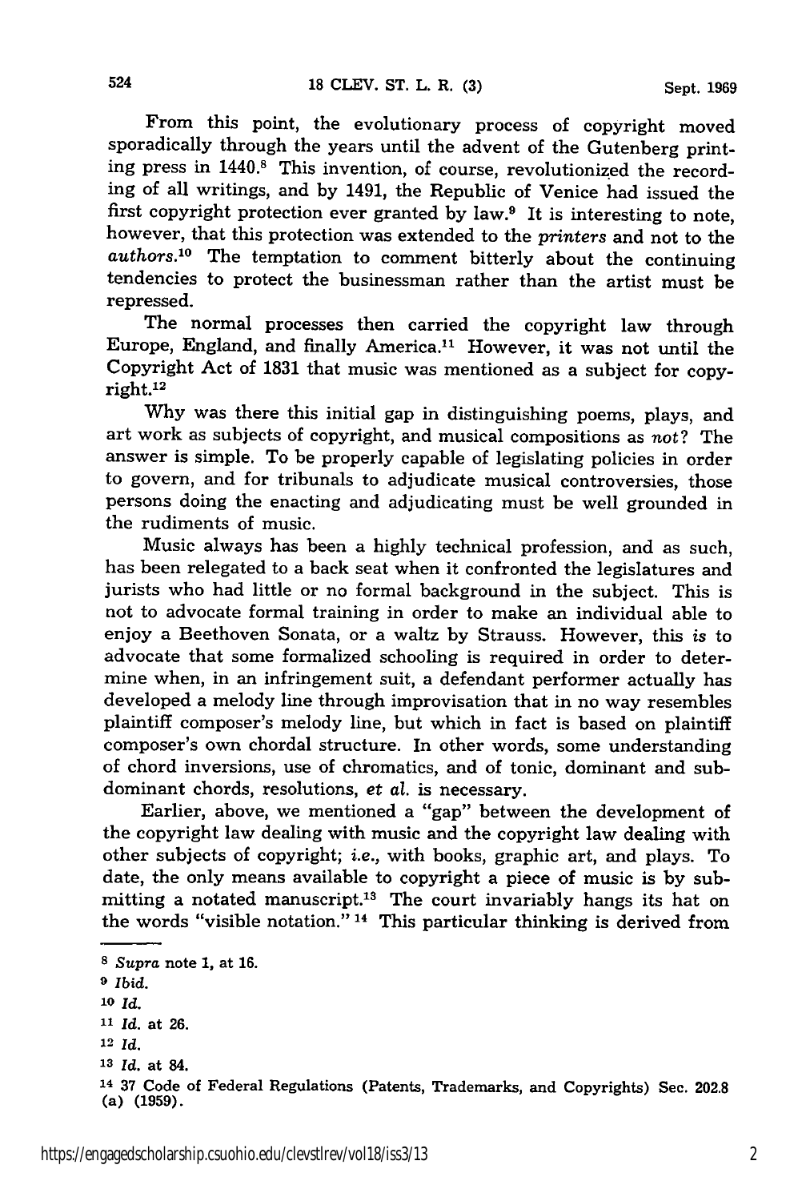From this point, the evolutionary process of copyright moved sporadically through the years until the advent of the Gutenberg printing press in 1440.[8] This invention, of course, revolutionized the recording of all writings, and by 1491, the Republic of Venice had issued the first copyright protection ever granted by law.[9] It is interesting to note, however, that this protection was extended to the *printers* and not to the *authors*.[10] The temptation to comment bitterly about the continuing tendencies to protect the businessman rather than the artist must be repressed.

The normal processes then carried the copyright law through Europe, England, and finally America.[11] However, it was not until the Copyright Act of 1831 that music was mentioned as a subject for copyright.[12]

Why was there this initial gap in distinguishing poems, plays, and art work as subjects of copyright, and musical compositions as *not*? The answer is simple. To be properly capable of legislating policies in order to govern, and for tribunals to adjudicate musical controversies, those persons doing the enacting and adjudicating must be well grounded in the rudiments of music.

Music always has been a highly technical profession, and as such, has been relegated to a back seat when it confronted the legislatures and jurists who had little or no formal background in the subject. This is not to advocate formal training in order to make an individual able to enjoy a Beethoven Sonata, or a waltz by Strauss. However, this *is* to advocate that some formalized schooling is required in order to determine when, in an infringement suit, a defendant performer actually has developed a melody line through improvisation that in no way resembles plaintiff composer's melody line, but which in fact is based on plaintiff composer's own chordal structure. In other words, some understanding of chord inversions, use of chromatics, and of tonic, dominant and subdominant chords, resolutions, *et al.* is necessary.

Earlier, above, we mentioned a "gap" between the development of the copyright law dealing with music and the copyright law dealing with other subjects of copyright; *i.e.*, with books, graphic art, and plays. To date, the only means available to copyright a piece of music is by submitting a notated manuscript.[13] The court invariably hangs its hat on the words "visible notation."[14] This particular thinking is derived from

---

[8] *Supra* note 1, at 16.

[9] *Ibid.*

[10] *Id.*

[11] *Id.* at 26.

[12] *Id.*

[13] *Id.* at 84.

[14] 37 Code of Federal Regulations (Patents, Trademarks, and Copyrights) Sec. 202.8 (a) (1959).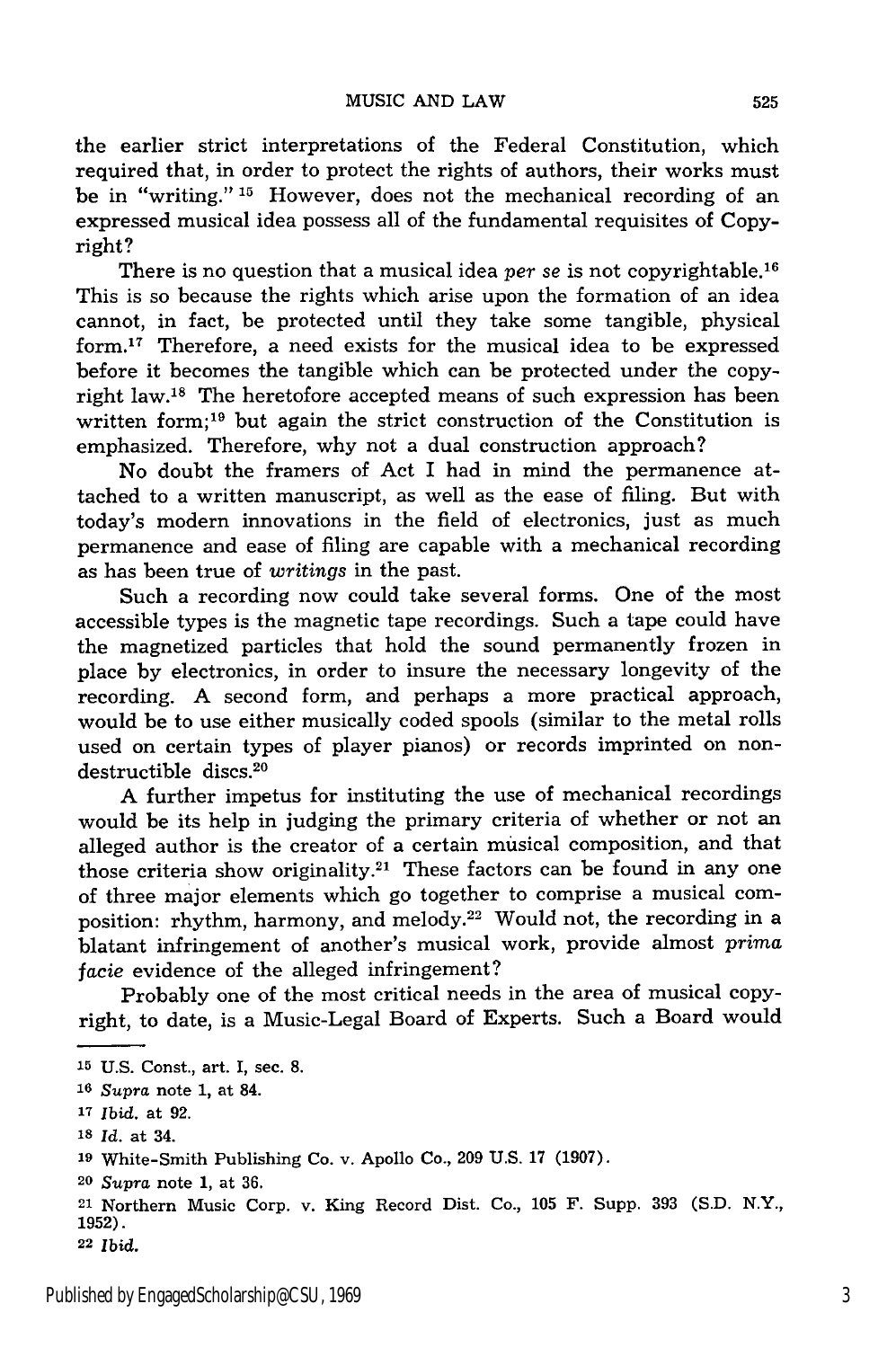the earlier strict interpretations of the Federal Constitution, which required that, in order to protect the rights of authors, their works must be in "writing." [15] However, does not the mechanical recording of an expressed musical idea possess all of the fundamental requisites of Copyright?

There is no question that a musical idea *per se* is not copyrightable.[16] This is so because the rights which arise upon the formation of an idea cannot, in fact, be protected until they take some tangible, physical form.[17] Therefore, a need exists for the musical idea to be expressed before it becomes the tangible which can be protected under the copyright law.[18] The heretofore accepted means of such expression has been written form;[19] but again the strict construction of the Constitution is emphasized. Therefore, why not a dual construction approach?

No doubt the framers of Act I had in mind the permanence attached to a written manuscript, as well as the ease of filing. But with today's modern innovations in the field of electronics, just as much permanence and ease of filing are capable with a mechanical recording as has been true of *writings* in the past.

Such a recording now could take several forms. One of the most accessible types is the magnetic tape recordings. Such a tape could have the magnetized particles that hold the sound permanently frozen in place by electronics, in order to insure the necessary longevity of the recording. A second form, and perhaps a more practical approach, would be to use either musically coded spools (similar to the metal rolls used on certain types of player pianos) or records imprinted on non-destructible discs.[20]

A further impetus for instituting the use of mechanical recordings would be its help in judging the primary criteria of whether or not an alleged author is the creator of a certain musical composition, and that those criteria show originality.[21] These factors can be found in any one of three major elements which go together to comprise a musical composition: rhythm, harmony, and melody.[22] Would not, the recording in a blatant infringement of another's musical work, provide almost *prima facie* evidence of the alleged infringement?

Probably one of the most critical needs in the area of musical copyright, to date, is a Music-Legal Board of Experts. Such a Board would

---

[15] U.S. Const., art. I, sec. 8.

[16] *Supra* note 1, at 84.

[17] *Ibid.* at 92.

[18] *Id.* at 34.

[19] White-Smith Publishing Co. v. Apollo Co., 209 U.S. 17 (1907).

[20] *Supra* note 1, at 36.

[21] Northern Music Corp. v. King Record Dist. Co., 105 F. Supp. 393 (S.D. N.Y., 1952).

[22] *Ibid.*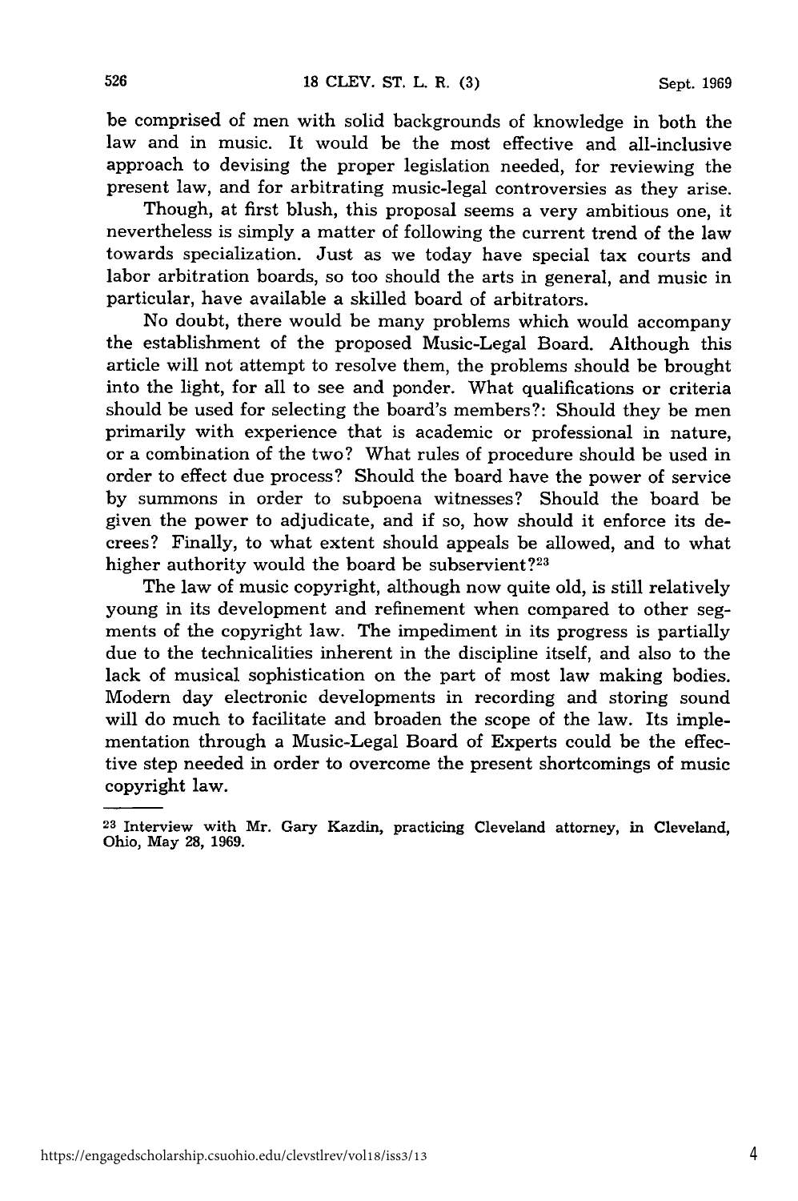be comprised of men with solid backgrounds of knowledge in both the law and in music. It would be the most effective and all-inclusive approach to devising the proper legislation needed, for reviewing the present law, and for arbitrating music-legal controversies as they arise.

Though, at first blush, this proposal seems a very ambitious one, it nevertheless is simply a matter of following the current trend of the law towards specialization. Just as we today have special tax courts and labor arbitration boards, so too should the arts in general, and music in particular, have available a skilled board of arbitrators.

No doubt, there would be many problems which would accompany the establishment of the proposed Music-Legal Board. Although this article will not attempt to resolve them, the problems should be brought into the light, for all to see and ponder. What qualifications or criteria should be used for selecting the board's members?: Should they be men primarily with experience that is academic or professional in nature, or a combination of the two? What rules of procedure should be used in order to effect due process? Should the board have the power of service by summons in order to subpoena witnesses? Should the board be given the power to adjudicate, and if so, how should it enforce its decrees? Finally, to what extent should appeals be allowed, and to what higher authority would the board be subservient?[23]

The law of music copyright, although now quite old, is still relatively young in its development and refinement when compared to other segments of the copyright law. The impediment in its progress is partially due to the technicalities inherent in the discipline itself, and also to the lack of musical sophistication on the part of most law making bodies. Modern day electronic developments in recording and storing sound will do much to facilitate and broaden the scope of the law. Its implementation through a Music-Legal Board of Experts could be the effective step needed in order to overcome the present shortcomings of music copyright law.

---

[23] Interview with Mr. Gary Kazdin, practicing Cleveland attorney, in Cleveland, Ohio, May 28, 1969.